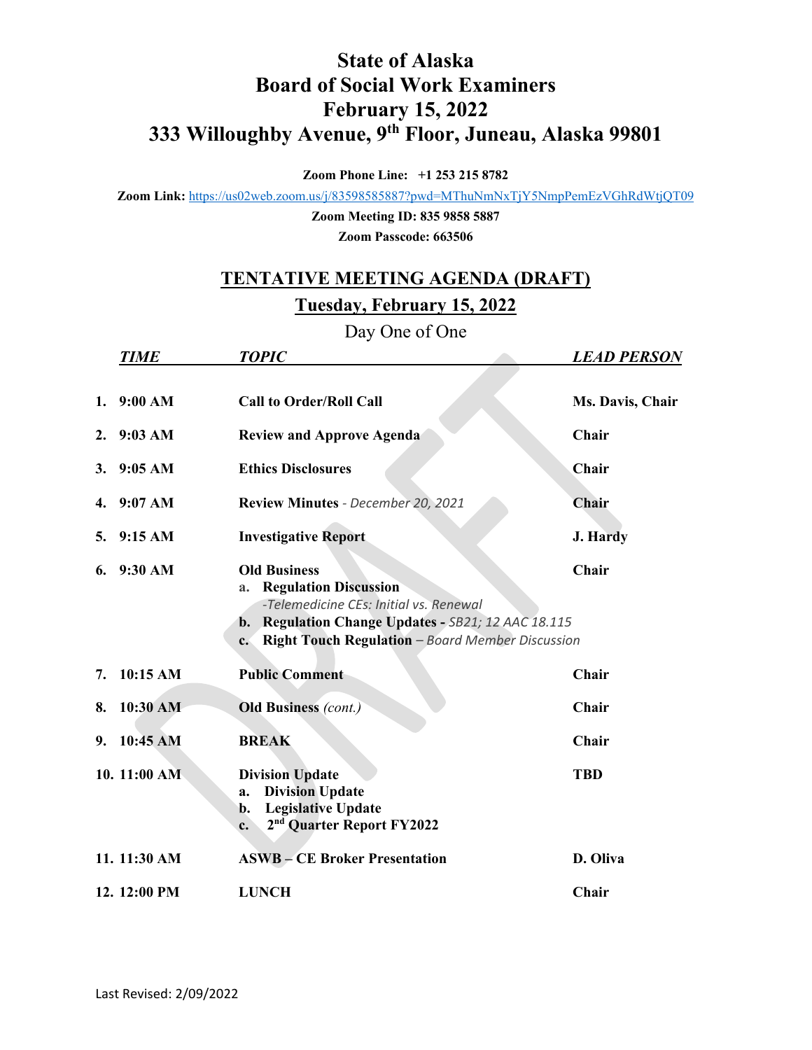# State of Alaska
# Board of Social Work Examiners
# February 15, 2022
# 333 Willoughby Avenue, 9th Floor, Juneau, Alaska 99801

**Zoom Phone Line: +1 253 215 8782**

**Zoom Link:** https://us02web.zoom.us/j/83598585887?pwd=MThuNmNxTjY5NmpPemEzVGhRdWtjQT09

**Zoom Meeting ID: 835 9858 5887**

**Zoom Passcode: 663506**

## TENTATIVE MEETING AGENDA (DRAFT)

## Tuesday, February 15, 2022

Day One of One

| | *TIME* | *TOPIC* | *LEAD PERSON* |
|---|---|---|---|
| 1. | 9:00 AM | **Call to Order/Roll Call** | **Ms. Davis, Chair** |
| 2. | 9:03 AM | **Review and Approve Agenda** | **Chair** |
| 3. | 9:05 AM | **Ethics Disclosures** | **Chair** |
| 4. | 9:07 AM | **Review Minutes** - *December 20, 2021* | **Chair** |
| 5. | 9:15 AM | **Investigative Report** | **J. Hardy** |
| 6. | 9:30 AM | **Old Business**<br>a. **Regulation Discussion**<br>*-Telemedicine CEs: Initial vs. Renewal*<br>b. **Regulation Change Updates -** *SB21; 12 AAC 18.115*<br>c. **Right Touch Regulation** – *Board Member Discussion* | **Chair** |
| 7. | 10:15 AM | **Public Comment** | **Chair** |
| 8. | 10:30 AM | **Old Business** *(cont.)* | **Chair** |
| 9. | 10:45 AM | **BREAK** | **Chair** |
| 10. | 11:00 AM | **Division Update**<br>a. **Division Update**<br>b. **Legislative Update**<br>c. **2nd Quarter Report FY2022** | **TBD** |
| 11. | 11:30 AM | **ASWB – CE Broker Presentation** | **D. Oliva** |
| 12. | 12:00 PM | **LUNCH** | **Chair** |

Last Revised: 2/09/2022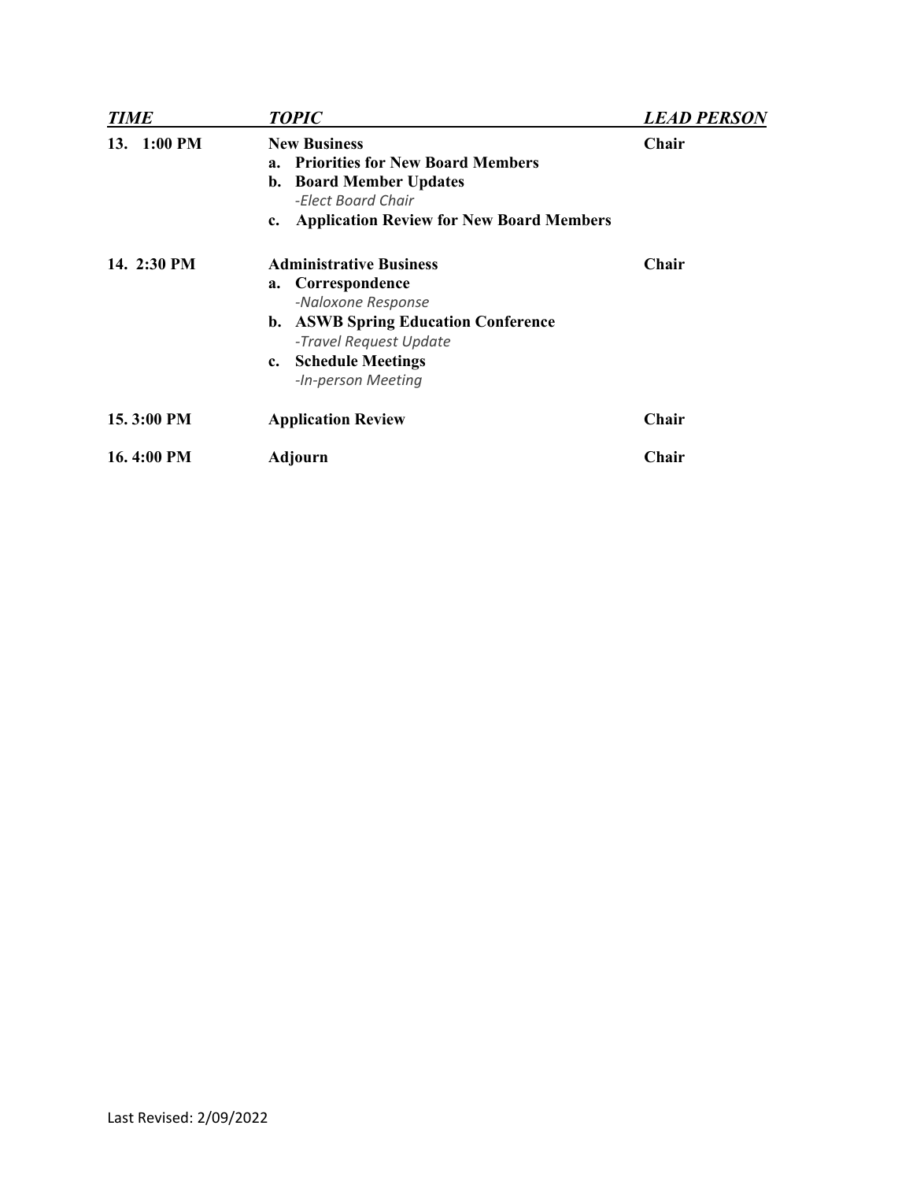| *TIME* | *TOPIC* | *LEAD PERSON* |
|---|---|---|
| **13. 1:00 PM** | **New Business**<br>**a. Priorities for New Board Members**<br>**b. Board Member Updates**<br>*-Elect Board Chair*<br>**c. Application Review for New Board Members** | **Chair** |
| **14. 2:30 PM** | **Administrative Business**<br>**a. Correspondence**<br>*-Naloxone Response*<br>**b. ASWB Spring Education Conference**<br>*-Travel Request Update*<br>**c. Schedule Meetings**<br>*-In-person Meeting* | **Chair** |
| **15. 3:00 PM** | **Application Review** | **Chair** |
| **16. 4:00 PM** | **Adjourn** | **Chair** |

Last Revised: 2/09/2022